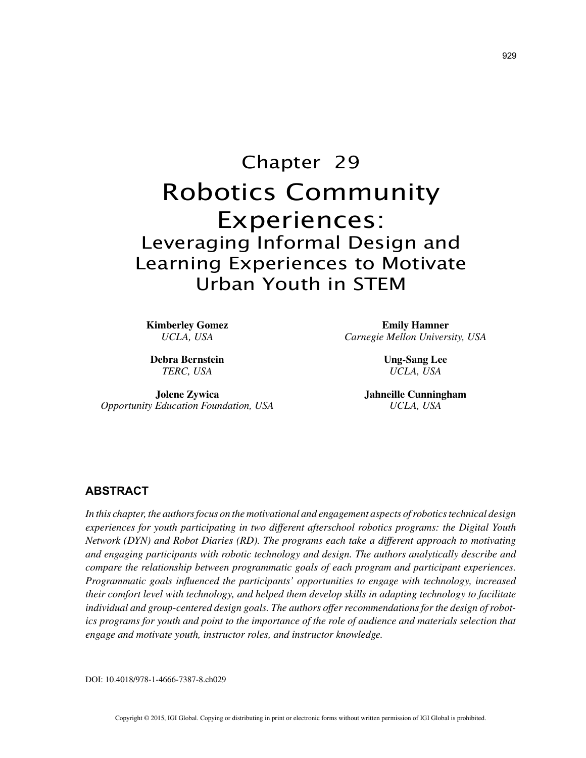# Chapter 29

# Robotics Community Experiences:

## Leveraging Informal Design and Learning Experiences to Motivate Urban Youth in STEM

**Kimberley Gomez**
*UCLA, USA*

**Debra Bernstein**
*TERC, USA*

**Jolene Zywica**
*Opportunity Education Foundation, USA*

**Emily Hamner**
*Carnegie Mellon University, USA*

**Ung-Sang Lee**
*UCLA, USA*

**Jahneille Cunningham**
*UCLA, USA*

### ABSTRACT

*In this chapter, the authors focus on the motivational and engagement aspects of robotics technical design experiences for youth participating in two different afterschool robotics programs: the Digital Youth Network (DYN) and Robot Diaries (RD). The programs each take a different approach to motivating and engaging participants with robotic technology and design. The authors analytically describe and compare the relationship between programmatic goals of each program and participant experiences. Programmatic goals influenced the participants' opportunities to engage with technology, increased their comfort level with technology, and helped them develop skills in adapting technology to facilitate individual and group-centered design goals. The authors offer recommendations for the design of robotics programs for youth and point to the importance of the role of audience and materials selection that engage and motivate youth, instructor roles, and instructor knowledge.*

DOI: 10.4018/978-1-4666-7387-8.ch029

Copyright © 2015, IGI Global. Copying or distributing in print or electronic forms without written permission of IGI Global is prohibited.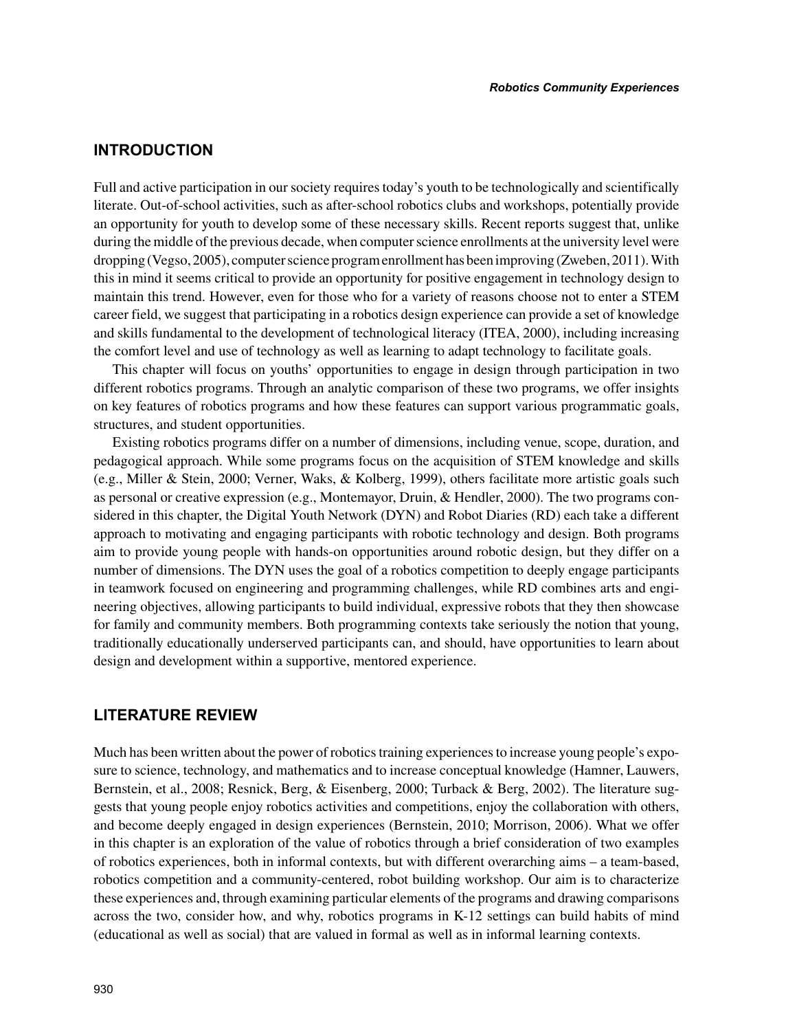## INTRODUCTION

Full and active participation in our society requires today's youth to be technologically and scientifically literate. Out-of-school activities, such as after-school robotics clubs and workshops, potentially provide an opportunity for youth to develop some of these necessary skills. Recent reports suggest that, unlike during the middle of the previous decade, when computer science enrollments at the university level were dropping (Vegso, 2005), computer science program enrollment has been improving (Zweben, 2011). With this in mind it seems critical to provide an opportunity for positive engagement in technology design to maintain this trend. However, even for those who for a variety of reasons choose not to enter a STEM career field, we suggest that participating in a robotics design experience can provide a set of knowledge and skills fundamental to the development of technological literacy (ITEA, 2000), including increasing the comfort level and use of technology as well as learning to adapt technology to facilitate goals.

This chapter will focus on youths' opportunities to engage in design through participation in two different robotics programs. Through an analytic comparison of these two programs, we offer insights on key features of robotics programs and how these features can support various programmatic goals, structures, and student opportunities.

Existing robotics programs differ on a number of dimensions, including venue, scope, duration, and pedagogical approach. While some programs focus on the acquisition of STEM knowledge and skills (e.g., Miller & Stein, 2000; Verner, Waks, & Kolberg, 1999), others facilitate more artistic goals such as personal or creative expression (e.g., Montemayor, Druin, & Hendler, 2000). The two programs considered in this chapter, the Digital Youth Network (DYN) and Robot Diaries (RD) each take a different approach to motivating and engaging participants with robotic technology and design. Both programs aim to provide young people with hands-on opportunities around robotic design, but they differ on a number of dimensions. The DYN uses the goal of a robotics competition to deeply engage participants in teamwork focused on engineering and programming challenges, while RD combines arts and engineering objectives, allowing participants to build individual, expressive robots that they then showcase for family and community members. Both programming contexts take seriously the notion that young, traditionally educationally underserved participants can, and should, have opportunities to learn about design and development within a supportive, mentored experience.

## LITERATURE REVIEW

Much has been written about the power of robotics training experiences to increase young people's exposure to science, technology, and mathematics and to increase conceptual knowledge (Hamner, Lauwers, Bernstein, et al., 2008; Resnick, Berg, & Eisenberg, 2000; Turback & Berg, 2002). The literature suggests that young people enjoy robotics activities and competitions, enjoy the collaboration with others, and become deeply engaged in design experiences (Bernstein, 2010; Morrison, 2006). What we offer in this chapter is an exploration of the value of robotics through a brief consideration of two examples of robotics experiences, both in informal contexts, but with different overarching aims – a team-based, robotics competition and a community-centered, robot building workshop. Our aim is to characterize these experiences and, through examining particular elements of the programs and drawing comparisons across the two, consider how, and why, robotics programs in K-12 settings can build habits of mind (educational as well as social) that are valued in formal as well as in informal learning contexts.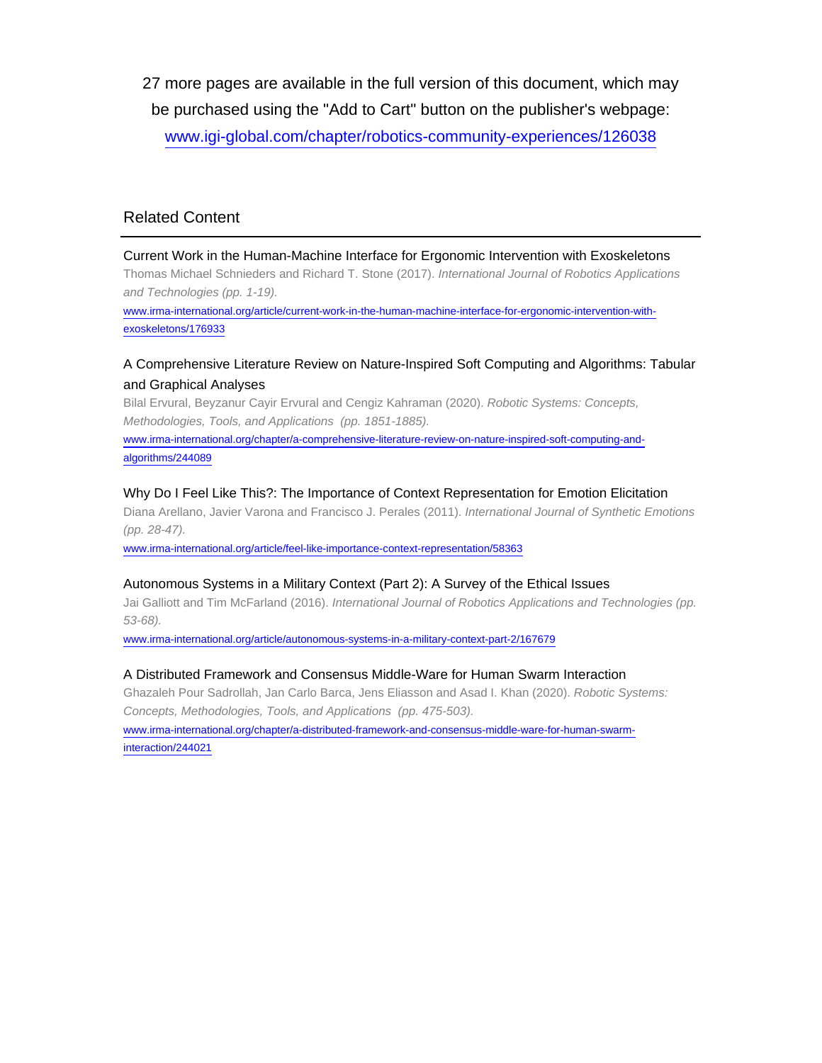27 more pages are available in the full version of this document, which may be purchased using the "Add to Cart" button on the publisher's webpage: [www.igi-global.com/chapter/robotics-community-experiences/126038](www.igi-global.com/chapter/robotics-community-experiences/126038)

## Related Content

**Current Work in the Human-Machine Interface for Ergonomic Intervention with Exoskeletons**
Thomas Michael Schnieders and Richard T. Stone (2017). *International Journal of Robotics Applications and Technologies (pp. 1-19).*
[www.irma-international.org/article/current-work-in-the-human-machine-interface-for-ergonomic-intervention-with-exoskeletons/176933](www.irma-international.org/article/current-work-in-the-human-machine-interface-for-ergonomic-intervention-with-exoskeletons/176933)

**A Comprehensive Literature Review on Nature-Inspired Soft Computing and Algorithms: Tabular and Graphical Analyses**
Bilal Ervural, Beyzanur Cayir Ervural and Cengiz Kahraman (2020). *Robotic Systems: Concepts, Methodologies, Tools, and Applications (pp. 1851-1885).*
[www.irma-international.org/chapter/a-comprehensive-literature-review-on-nature-inspired-soft-computing-and-algorithms/244089](www.irma-international.org/chapter/a-comprehensive-literature-review-on-nature-inspired-soft-computing-and-algorithms/244089)

**Why Do I Feel Like This?: The Importance of Context Representation for Emotion Elicitation**
Diana Arellano, Javier Varona and Francisco J. Perales (2011). *International Journal of Synthetic Emotions (pp. 28-47).*
[www.irma-international.org/article/feel-like-importance-context-representation/58363](www.irma-international.org/article/feel-like-importance-context-representation/58363)

**Autonomous Systems in a Military Context (Part 2): A Survey of the Ethical Issues**
Jai Galliott and Tim McFarland (2016). *International Journal of Robotics Applications and Technologies (pp. 53-68).*
[www.irma-international.org/article/autonomous-systems-in-a-military-context-part-2/167679](www.irma-international.org/article/autonomous-systems-in-a-military-context-part-2/167679)

**A Distributed Framework and Consensus Middle-Ware for Human Swarm Interaction**
Ghazaleh Pour Sadrollah, Jan Carlo Barca, Jens Eliasson and Asad I. Khan (2020). *Robotic Systems: Concepts, Methodologies, Tools, and Applications (pp. 475-503).*
[www.irma-international.org/chapter/a-distributed-framework-and-consensus-middle-ware-for-human-swarm-interaction/244021](www.irma-international.org/chapter/a-distributed-framework-and-consensus-middle-ware-for-human-swarm-interaction/244021)